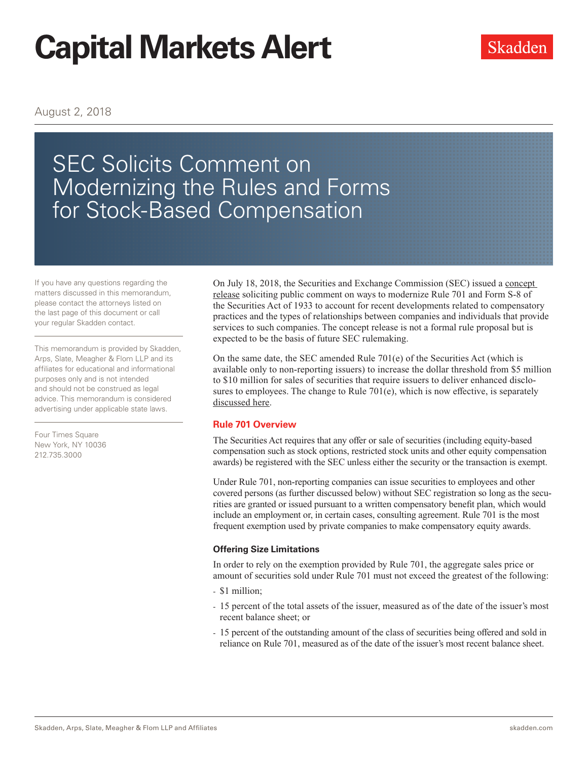# Capital Markets Alert

Skadden

August 2, 2018

## SEC Solicits Comment on Modernizing the Rules and Forms for Stock-Based Compensation

If you have any questions regarding the matters discussed in this memorandum, please contact the attorneys listed on the last page of this document or call your regular Skadden contact.

This memorandum is provided by Skadden, Arps, Slate, Meagher & Flom LLP and its affiliates for educational and informational purposes only and is not intended and should not be construed as legal advice. This memorandum is considered advertising under applicable state laws.

Four Times Square
New York, NY 10036
212.735.3000

On July 18, 2018, the Securities and Exchange Commission (SEC) issued a concept release soliciting public comment on ways to modernize Rule 701 and Form S-8 of the Securities Act of 1933 to account for recent developments related to compensatory practices and the types of relationships between companies and individuals that provide services to such companies. The concept release is not a formal rule proposal but is expected to be the basis of future SEC rulemaking.

On the same date, the SEC amended Rule 701(e) of the Securities Act (which is available only to non-reporting issuers) to increase the dollar threshold from $5 million to $10 million for sales of securities that require issuers to deliver enhanced disclosures to employees. The change to Rule 701(e), which is now effective, is separately discussed here.

### Rule 701 Overview

The Securities Act requires that any offer or sale of securities (including equity-based compensation such as stock options, restricted stock units and other equity compensation awards) be registered with the SEC unless either the security or the transaction is exempt.

Under Rule 701, non-reporting companies can issue securities to employees and other covered persons (as further discussed below) without SEC registration so long as the securities are granted or issued pursuant to a written compensatory benefit plan, which would include an employment or, in certain cases, consulting agreement. Rule 701 is the most frequent exemption used by private companies to make compensatory equity awards.

#### Offering Size Limitations

In order to rely on the exemption provided by Rule 701, the aggregate sales price or amount of securities sold under Rule 701 must not exceed the greatest of the following:

- $1 million;
- 15 percent of the total assets of the issuer, measured as of the date of the issuer's most recent balance sheet; or
- 15 percent of the outstanding amount of the class of securities being offered and sold in reliance on Rule 701, measured as of the date of the issuer's most recent balance sheet.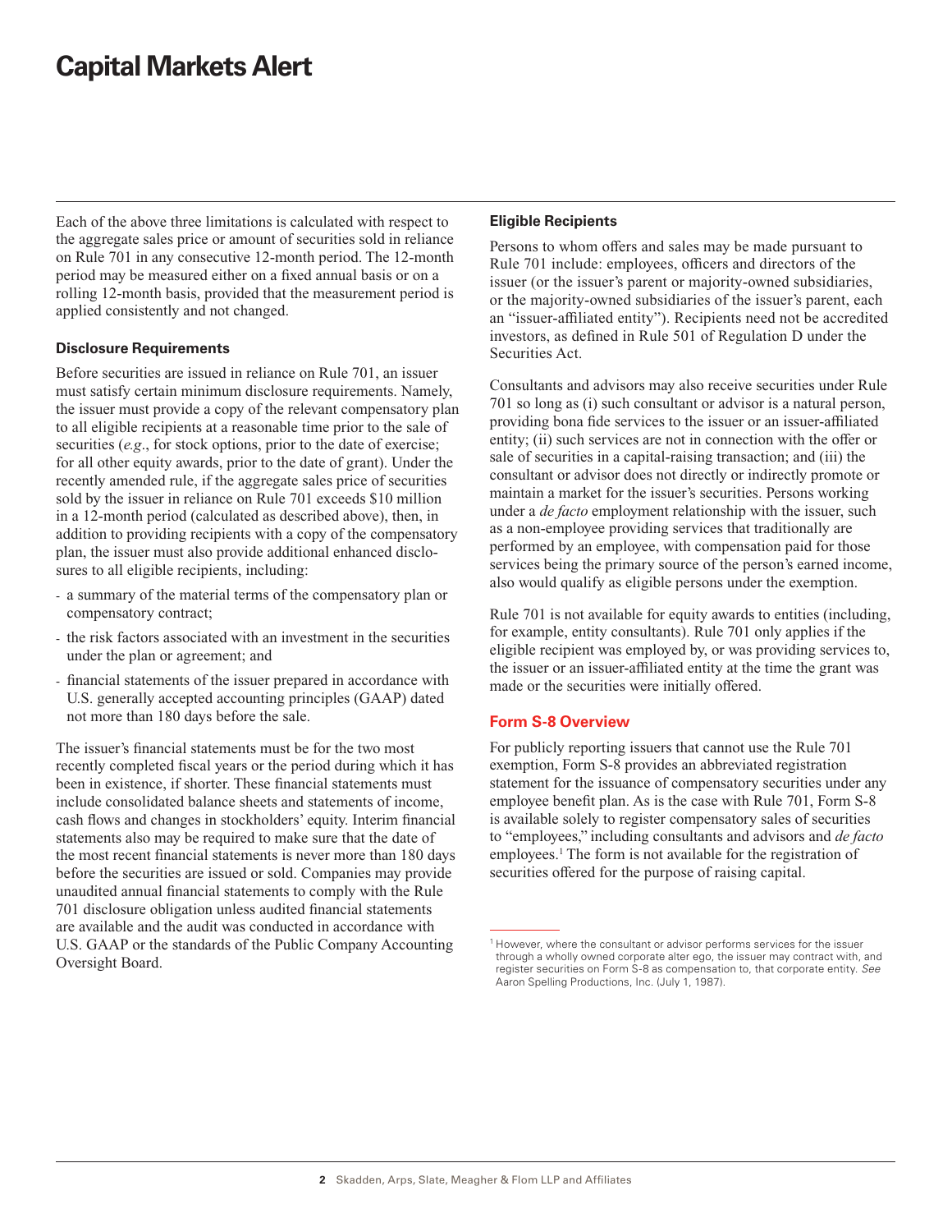Each of the above three limitations is calculated with respect to the aggregate sales price or amount of securities sold in reliance on Rule 701 in any consecutive 12-month period. The 12-month period may be measured either on a fixed annual basis or on a rolling 12-month basis, provided that the measurement period is applied consistently and not changed.

**Disclosure Requirements**

Before securities are issued in reliance on Rule 701, an issuer must satisfy certain minimum disclosure requirements. Namely, the issuer must provide a copy of the relevant compensatory plan to all eligible recipients at a reasonable time prior to the sale of securities (*e.g*., for stock options, prior to the date of exercise; for all other equity awards, prior to the date of grant). Under the recently amended rule, if the aggregate sales price of securities sold by the issuer in reliance on Rule 701 exceeds $10 million in a 12-month period (calculated as described above), then, in addition to providing recipients with a copy of the compensatory plan, the issuer must also provide additional enhanced disclosures to all eligible recipients, including:

- a summary of the material terms of the compensatory plan or compensatory contract;
- the risk factors associated with an investment in the securities under the plan or agreement; and
- financial statements of the issuer prepared in accordance with U.S. generally accepted accounting principles (GAAP) dated not more than 180 days before the sale.

The issuer's financial statements must be for the two most recently completed fiscal years or the period during which it has been in existence, if shorter. These financial statements must include consolidated balance sheets and statements of income, cash flows and changes in stockholders' equity. Interim financial statements also may be required to make sure that the date of the most recent financial statements is never more than 180 days before the securities are issued or sold. Companies may provide unaudited annual financial statements to comply with the Rule 701 disclosure obligation unless audited financial statements are available and the audit was conducted in accordance with U.S. GAAP or the standards of the Public Company Accounting Oversight Board.

**Eligible Recipients**

Persons to whom offers and sales may be made pursuant to Rule 701 include: employees, officers and directors of the issuer (or the issuer's parent or majority-owned subsidiaries, or the majority-owned subsidiaries of the issuer's parent, each an "issuer-affiliated entity"). Recipients need not be accredited investors, as defined in Rule 501 of Regulation D under the Securities Act.

Consultants and advisors may also receive securities under Rule 701 so long as (i) such consultant or advisor is a natural person, providing bona fide services to the issuer or an issuer-affiliated entity; (ii) such services are not in connection with the offer or sale of securities in a capital-raising transaction; and (iii) the consultant or advisor does not directly or indirectly promote or maintain a market for the issuer's securities. Persons working under a *de facto* employment relationship with the issuer, such as a non-employee providing services that traditionally are performed by an employee, with compensation paid for those services being the primary source of the person's earned income, also would qualify as eligible persons under the exemption.

Rule 701 is not available for equity awards to entities (including, for example, entity consultants). Rule 701 only applies if the eligible recipient was employed by, or was providing services to, the issuer or an issuer-affiliated entity at the time the grant was made or the securities were initially offered.

## Form S-8 Overview

For publicly reporting issuers that cannot use the Rule 701 exemption, Form S-8 provides an abbreviated registration statement for the issuance of compensatory securities under any employee benefit plan. As is the case with Rule 701, Form S-8 is available solely to register compensatory sales of securities to "employees," including consultants and advisors and *de facto* employees.[1] The form is not available for the registration of securities offered for the purpose of raising capital.

[1] However, where the consultant or advisor performs services for the issuer through a wholly owned corporate alter ego, the issuer may contract with, and register securities on Form S-8 as compensation to, that corporate entity. *See* Aaron Spelling Productions, Inc. (July 1, 1987).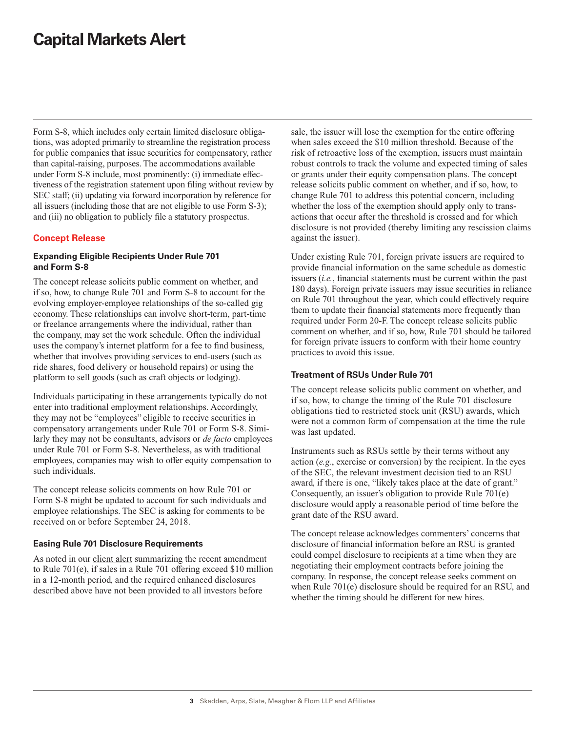Form S-8, which includes only certain limited disclosure obligations, was adopted primarily to streamline the registration process for public companies that issue securities for compensatory, rather than capital-raising, purposes. The accommodations available under Form S-8 include, most prominently: (i) immediate effectiveness of the registration statement upon filing without review by SEC staff; (ii) updating via forward incorporation by reference for all issuers (including those that are not eligible to use Form S-3); and (iii) no obligation to publicly file a statutory prospectus.

## Concept Release

### Expanding Eligible Recipients Under Rule 701 and Form S-8

The concept release solicits public comment on whether, and if so, how, to change Rule 701 and Form S-8 to account for the evolving employer-employee relationships of the so-called gig economy. These relationships can involve short-term, part-time or freelance arrangements where the individual, rather than the company, may set the work schedule. Often the individual uses the company's internet platform for a fee to find business, whether that involves providing services to end-users (such as ride shares, food delivery or household repairs) or using the platform to sell goods (such as craft objects or lodging).

Individuals participating in these arrangements typically do not enter into traditional employment relationships. Accordingly, they may not be "employees" eligible to receive securities in compensatory arrangements under Rule 701 or Form S-8. Similarly they may not be consultants, advisors or *de facto* employees under Rule 701 or Form S-8. Nevertheless, as with traditional employees, companies may wish to offer equity compensation to such individuals.

The concept release solicits comments on how Rule 701 or Form S-8 might be updated to account for such individuals and employee relationships. The SEC is asking for comments to be received on or before September 24, 2018.

### Easing Rule 701 Disclosure Requirements

As noted in our client alert summarizing the recent amendment to Rule 701(e), if sales in a Rule 701 offering exceed $10 million in a 12-month period, and the required enhanced disclosures described above have not been provided to all investors before sale, the issuer will lose the exemption for the entire offering when sales exceed the $10 million threshold. Because of the risk of retroactive loss of the exemption, issuers must maintain robust controls to track the volume and expected timing of sales or grants under their equity compensation plans. The concept release solicits public comment on whether, and if so, how, to change Rule 701 to address this potential concern, including whether the loss of the exemption should apply only to transactions that occur after the threshold is crossed and for which disclosure is not provided (thereby limiting any rescission claims against the issuer).

Under existing Rule 701, foreign private issuers are required to provide financial information on the same schedule as domestic issuers (*i.e.*, financial statements must be current within the past 180 days). Foreign private issuers may issue securities in reliance on Rule 701 throughout the year, which could effectively require them to update their financial statements more frequently than required under Form 20-F. The concept release solicits public comment on whether, and if so, how, Rule 701 should be tailored for foreign private issuers to conform with their home country practices to avoid this issue.

### Treatment of RSUs Under Rule 701

The concept release solicits public comment on whether, and if so, how, to change the timing of the Rule 701 disclosure obligations tied to restricted stock unit (RSU) awards, which were not a common form of compensation at the time the rule was last updated.

Instruments such as RSUs settle by their terms without any action (*e.g.*, exercise or conversion) by the recipient. In the eyes of the SEC, the relevant investment decision tied to an RSU award, if there is one, "likely takes place at the date of grant." Consequently, an issuer's obligation to provide Rule 701(e) disclosure would apply a reasonable period of time before the grant date of the RSU award.

The concept release acknowledges commenters' concerns that disclosure of financial information before an RSU is granted could compel disclosure to recipients at a time when they are negotiating their employment contracts before joining the company. In response, the concept release seeks comment on when Rule 701(e) disclosure should be required for an RSU, and whether the timing should be different for new hires.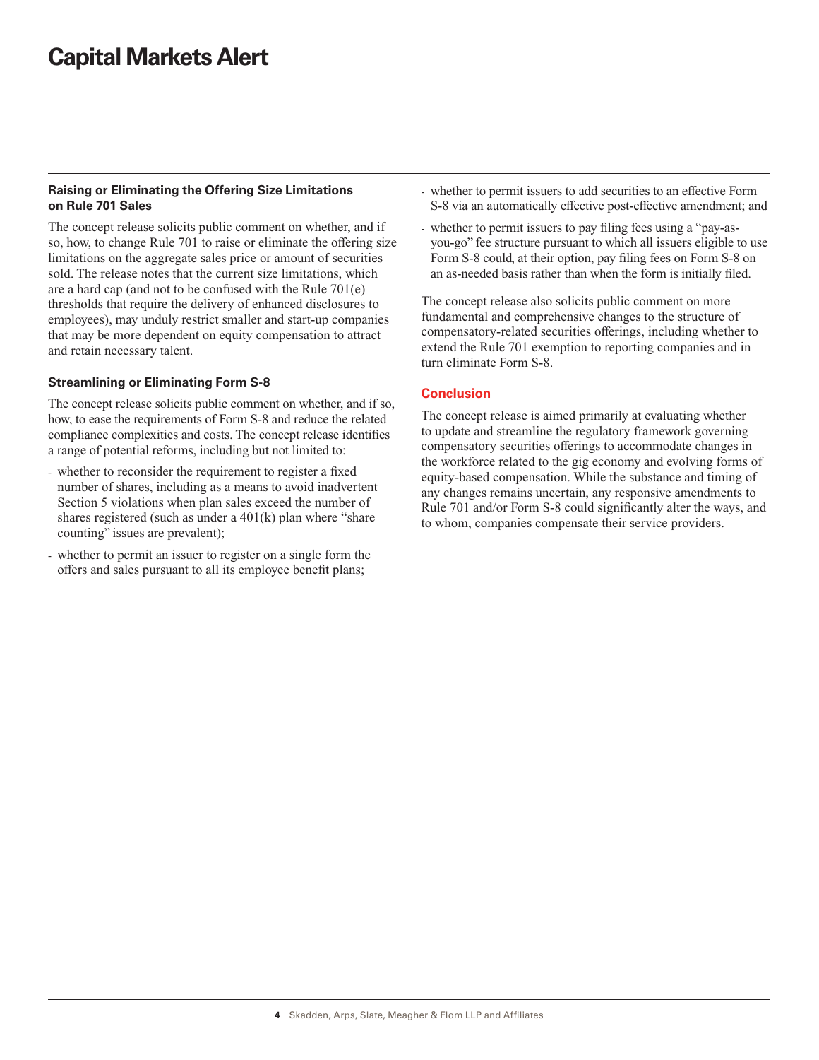### Raising or Eliminating the Offering Size Limitations on Rule 701 Sales

The concept release solicits public comment on whether, and if so, how, to change Rule 701 to raise or eliminate the offering size limitations on the aggregate sales price or amount of securities sold. The release notes that the current size limitations, which are a hard cap (and not to be confused with the Rule 701(e) thresholds that require the delivery of enhanced disclosures to employees), may unduly restrict smaller and start-up companies that may be more dependent on equity compensation to attract and retain necessary talent.

### Streamlining or Eliminating Form S-8

The concept release solicits public comment on whether, and if so, how, to ease the requirements of Form S-8 and reduce the related compliance complexities and costs. The concept release identifies a range of potential reforms, including but not limited to:

- whether to reconsider the requirement to register a fixed number of shares, including as a means to avoid inadvertent Section 5 violations when plan sales exceed the number of shares registered (such as under a 401(k) plan where "share counting" issues are prevalent);
- whether to permit an issuer to register on a single form the offers and sales pursuant to all its employee benefit plans;
- whether to permit issuers to add securities to an effective Form S-8 via an automatically effective post-effective amendment; and
- whether to permit issuers to pay filing fees using a "pay-as-you-go" fee structure pursuant to which all issuers eligible to use Form S-8 could, at their option, pay filing fees on Form S-8 on an as-needed basis rather than when the form is initially filed.

The concept release also solicits public comment on more fundamental and comprehensive changes to the structure of compensatory-related securities offerings, including whether to extend the Rule 701 exemption to reporting companies and in turn eliminate Form S-8.

## Conclusion

The concept release is aimed primarily at evaluating whether to update and streamline the regulatory framework governing compensatory securities offerings to accommodate changes in the workforce related to the gig economy and evolving forms of equity-based compensation. While the substance and timing of any changes remains uncertain, any responsive amendments to Rule 701 and/or Form S-8 could significantly alter the ways, and to whom, companies compensate their service providers.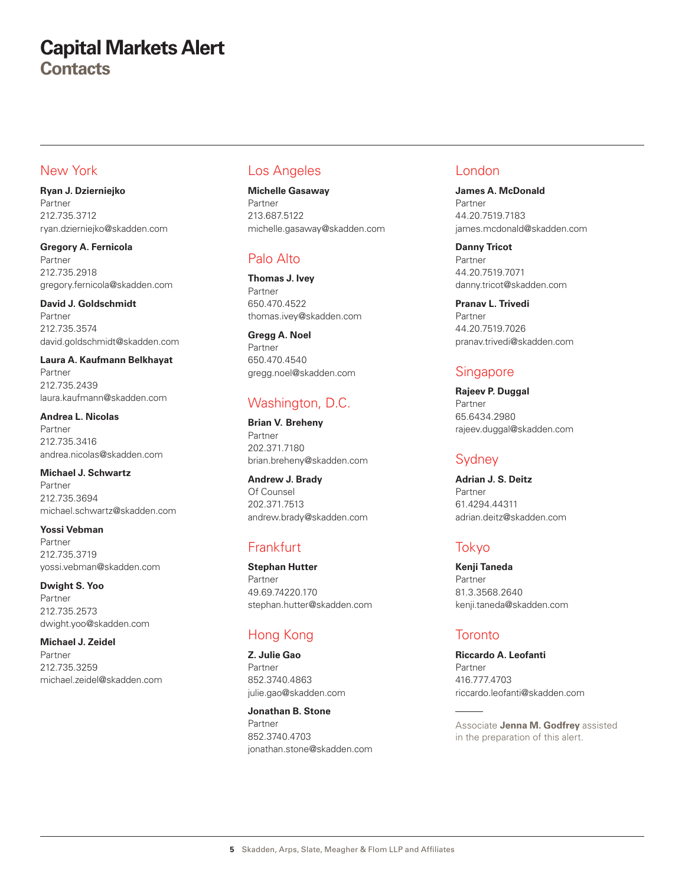# Capital Markets Alert
## Contacts

### New York

**Ryan J. Dzierniejko**
Partner
212.735.3712
ryan.dzierniejko@skadden.com

**Gregory A. Fernicola**
Partner
212.735.2918
gregory.fernicola@skadden.com

**David J. Goldschmidt**
Partner
212.735.3574
david.goldschmidt@skadden.com

**Laura A. Kaufmann Belkhayat**
Partner
212.735.2439
laura.kaufmann@skadden.com

**Andrea L. Nicolas**
Partner
212.735.3416
andrea.nicolas@skadden.com

**Michael J. Schwartz**
Partner
212.735.3694
michael.schwartz@skadden.com

**Yossi Vebman**
Partner
212.735.3719
yossi.vebman@skadden.com

**Dwight S. Yoo**
Partner
212.735.2573
dwight.yoo@skadden.com

**Michael J. Zeidel**
Partner
212.735.3259
michael.zeidel@skadden.com

### Los Angeles

**Michelle Gasaway**
Partner
213.687.5122
michelle.gasaway@skadden.com

### Palo Alto

**Thomas J. Ivey**
Partner
650.470.4522
thomas.ivey@skadden.com

**Gregg A. Noel**
Partner
650.470.4540
gregg.noel@skadden.com

### Washington, D.C.

**Brian V. Breheny**
Partner
202.371.7180
brian.breheny@skadden.com

**Andrew J. Brady**
Of Counsel
202.371.7513
andrew.brady@skadden.com

### Frankfurt

**Stephan Hutter**
Partner
49.69.74220.170
stephan.hutter@skadden.com

### Hong Kong

**Z. Julie Gao**
Partner
852.3740.4863
julie.gao@skadden.com

**Jonathan B. Stone**
Partner
852.3740.4703
jonathan.stone@skadden.com

### London

**James A. McDonald**
Partner
44.20.7519.7183
james.mcdonald@skadden.com

**Danny Tricot**
Partner
44.20.7519.7071
danny.tricot@skadden.com

**Pranav L. Trivedi**
Partner
44.20.7519.7026
pranav.trivedi@skadden.com

### Singapore

**Rajeev P. Duggal**
Partner
65.6434.2980
rajeev.duggal@skadden.com

### Sydney

**Adrian J. S. Deitz**
Partner
61.4294.44311
adrian.deitz@skadden.com

### Tokyo

**Kenji Taneda**
Partner
81.3.3568.2640
kenji.taneda@skadden.com

### Toronto

**Riccardo A. Leofanti**
Partner
416.777.4703
riccardo.leofanti@skadden.com

---

Associate **Jenna M. Godfrey** assisted in the preparation of this alert.